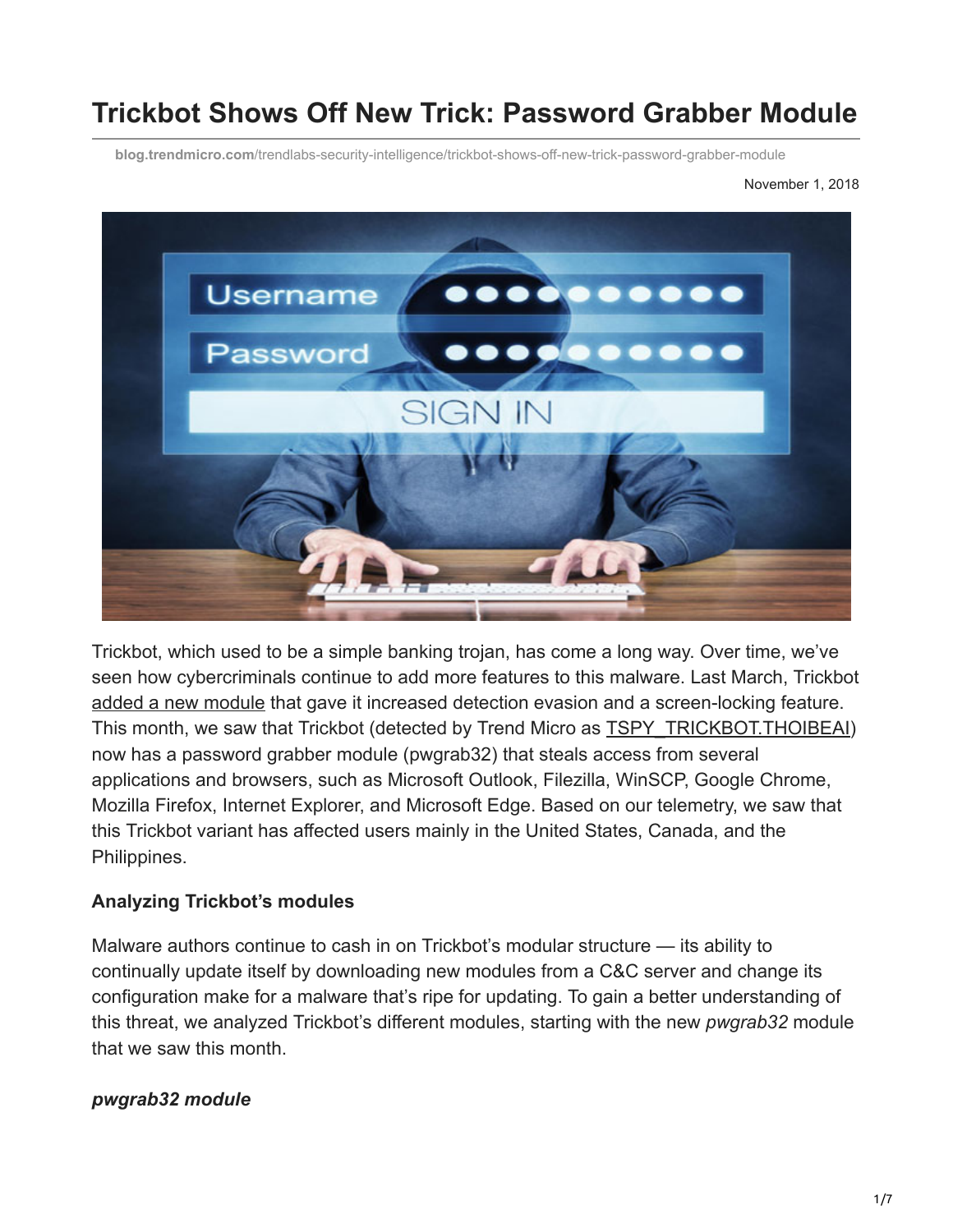# Trickbot Shows Off New Trick: Password Grabber Module

blog.trendmicro.com/trendlabs-security-intelligence/trickbot-shows-off-new-trick-password-grabber-module

November 1, 2018

Trickbot, which used to be a simple banking trojan, has come a long way. Over time, we've seen how cybercriminals continue to add more features to this malware. Last March, Trickbot added a new module that gave it increased detection evasion and a screen-locking feature. This month, we saw that Trickbot (detected by Trend Micro as TSPY_TRICKBOT.THOIBEAI) now has a password grabber module (pwgrab32) that steals access from several applications and browsers, such as Microsoft Outlook, Filezilla, WinSCP, Google Chrome, Mozilla Firefox, Internet Explorer, and Microsoft Edge. Based on our telemetry, we saw that this Trickbot variant has affected users mainly in the United States, Canada, and the Philippines.

**Analyzing Trickbot's modules**

Malware authors continue to cash in on Trickbot's modular structure — its ability to continually update itself by downloading new modules from a C&C server and change its configuration make for a malware that's ripe for updating. To gain a better understanding of this threat, we analyzed Trickbot's different modules, starting with the new *pwgrab32* module that we saw this month.

***pwgrab32 module***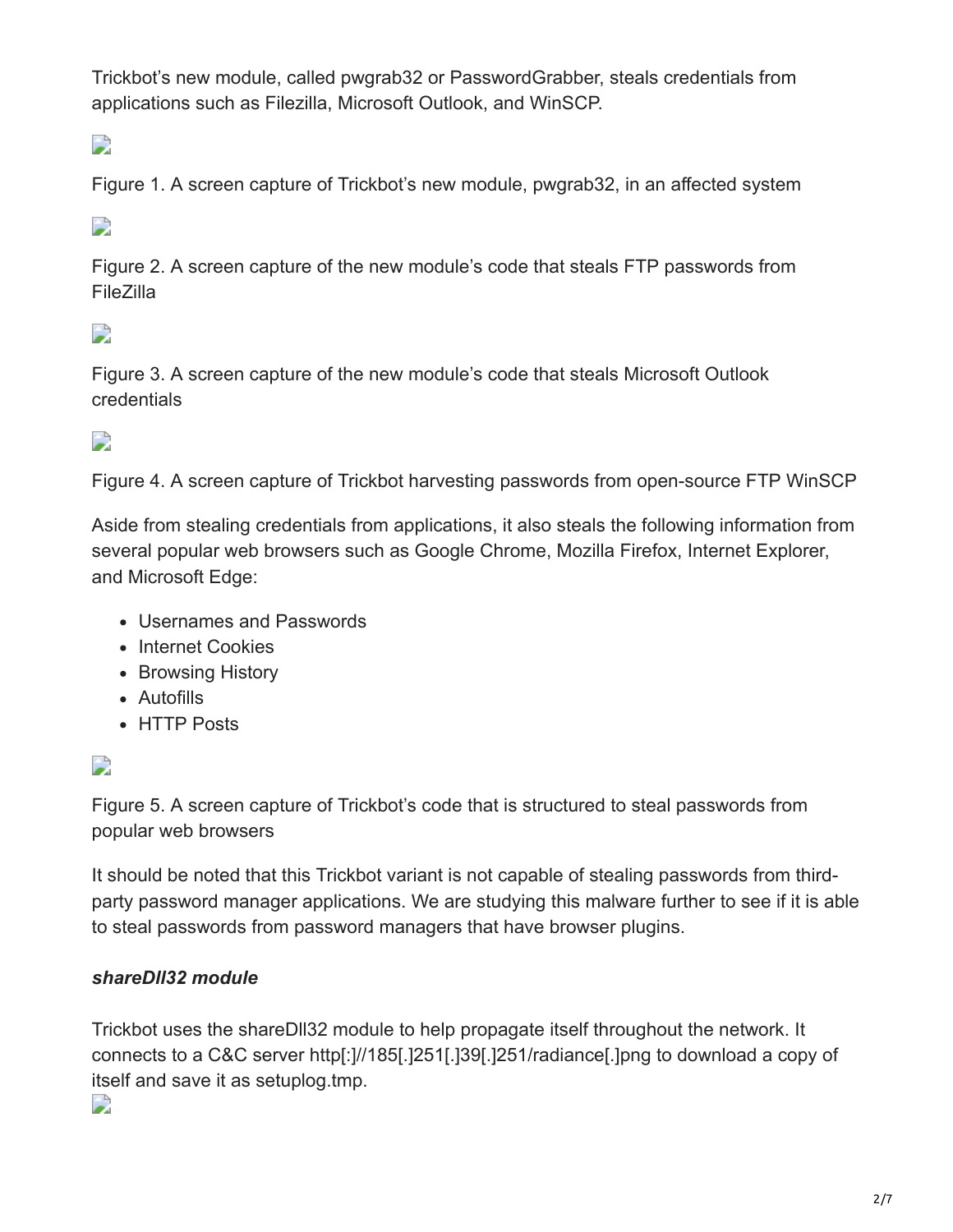Trickbot's new module, called pwgrab32 or PasswordGrabber, steals credentials from applications such as Filezilla, Microsoft Outlook, and WinSCP.

Figure 1. A screen capture of Trickbot's new module, pwgrab32, in an affected system

Figure 2. A screen capture of the new module's code that steals FTP passwords from FileZilla

Figure 3. A screen capture of the new module's code that steals Microsoft Outlook credentials

Figure 4. A screen capture of Trickbot harvesting passwords from open-source FTP WinSCP

Aside from stealing credentials from applications, it also steals the following information from several popular web browsers such as Google Chrome, Mozilla Firefox, Internet Explorer, and Microsoft Edge:

- Usernames and Passwords
- Internet Cookies
- Browsing History
- Autofills
- HTTP Posts

Figure 5. A screen capture of Trickbot's code that is structured to steal passwords from popular web browsers

It should be noted that this Trickbot variant is not capable of stealing passwords from third-party password manager applications. We are studying this malware further to see if it is able to steal passwords from password managers that have browser plugins.

***shareDll32 module***

Trickbot uses the shareDll32 module to help propagate itself throughout the network. It connects to a C&C server http[:]//185[.]251[.]39[.]251/radiance[.]png to download a copy of itself and save it as setuplog.tmp.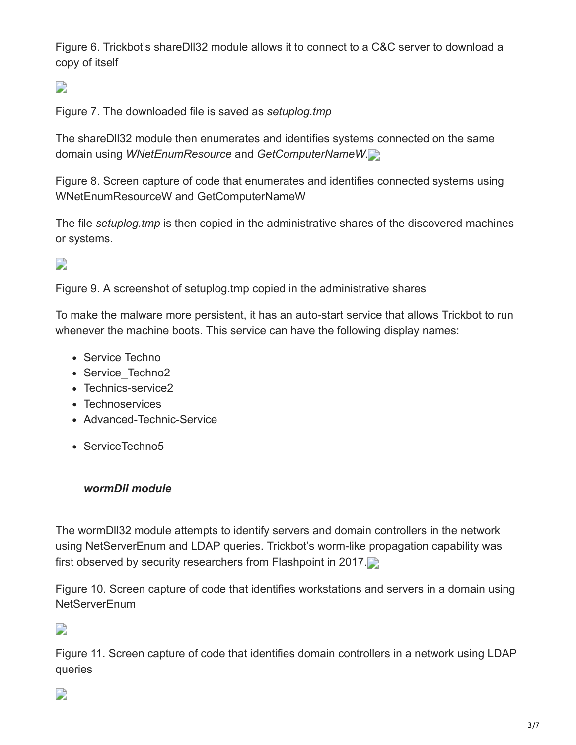Figure 6. Trickbot's shareDll32 module allows it to connect to a C&C server to download a copy of itself

Figure 7. The downloaded file is saved as *setuplog.tmp*

The shareDll32 module then enumerates and identifies systems connected on the same domain using *WNetEnumResource* and *GetComputerNameW*.

Figure 8. Screen capture of code that enumerates and identifies connected systems using WNetEnumResourceW and GetComputerNameW

The file *setuplog.tmp* is then copied in the administrative shares of the discovered machines or systems.

Figure 9. A screenshot of setuplog.tmp copied in the administrative shares

To make the malware more persistent, it has an auto-start service that allows Trickbot to run whenever the machine boots. This service can have the following display names:

- Service Techno
- Service_Techno2
- Technics-service2
- Technoservices
- Advanced-Technic-Service
- ServiceTechno5

### ***wormDll module***

The wormDll32 module attempts to identify servers and domain controllers in the network using NetServerEnum and LDAP queries. Trickbot's worm-like propagation capability was first observed by security researchers from Flashpoint in 2017.

Figure 10. Screen capture of code that identifies workstations and servers in a domain using NetServerEnum

Figure 11. Screen capture of code that identifies domain controllers in a network using LDAP queries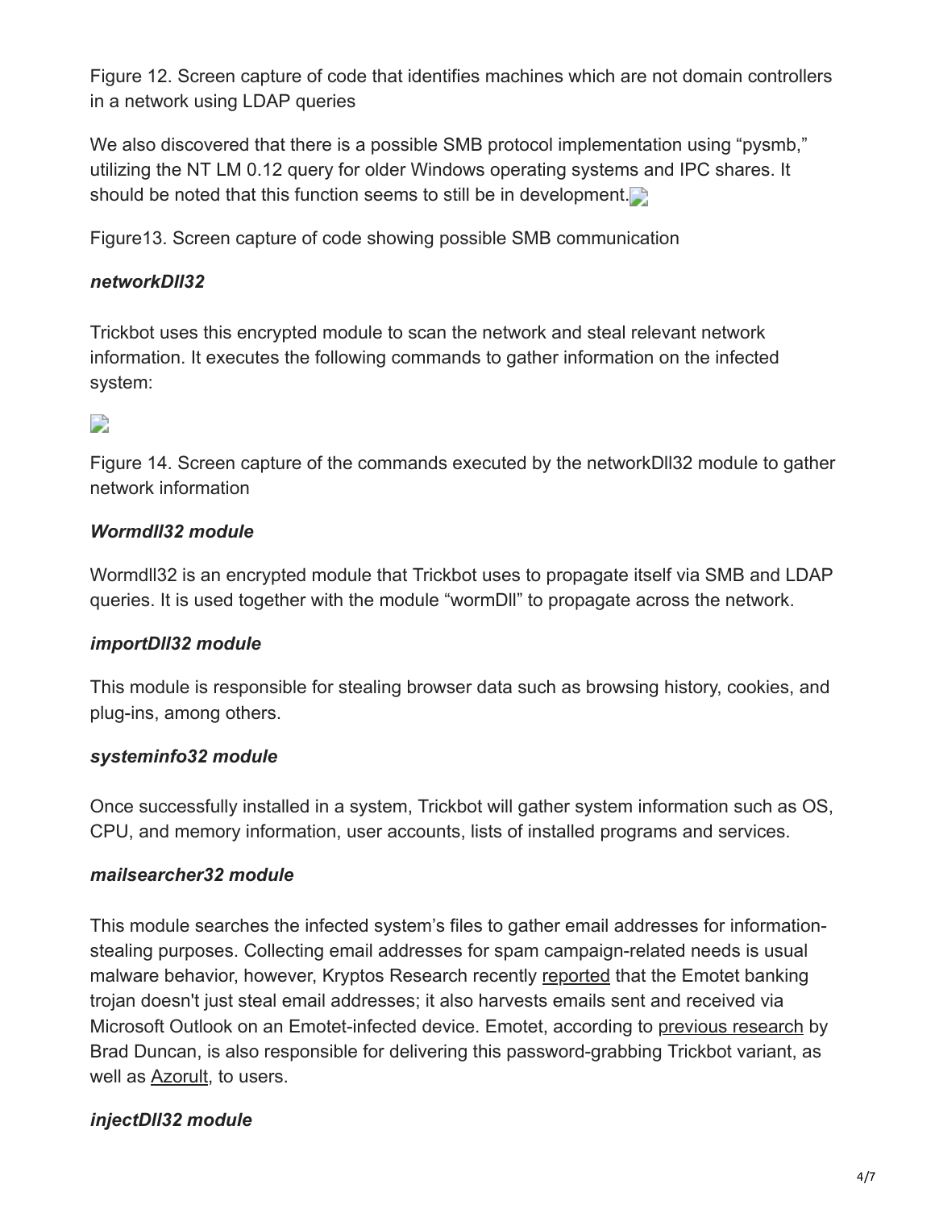Figure 12. Screen capture of code that identifies machines which are not domain controllers in a network using LDAP queries

We also discovered that there is a possible SMB protocol implementation using "pysmb," utilizing the NT LM 0.12 query for older Windows operating systems and IPC shares. It should be noted that this function seems to still be in development.

Figure13. Screen capture of code showing possible SMB communication

### *networkDll32*

Trickbot uses this encrypted module to scan the network and steal relevant network information. It executes the following commands to gather information on the infected system:

Figure 14. Screen capture of the commands executed by the networkDll32 module to gather network information

### *Wormdll32 module*

Wormdll32 is an encrypted module that Trickbot uses to propagate itself via SMB and LDAP queries. It is used together with the module "wormDll" to propagate across the network.

### *importDll32 module*

This module is responsible for stealing browser data such as browsing history, cookies, and plug-ins, among others.

### *systeminfo32 module*

Once successfully installed in a system, Trickbot will gather system information such as OS, CPU, and memory information, user accounts, lists of installed programs and services.

### *mailsearcher32 module*

This module searches the infected system's files to gather email addresses for information-stealing purposes. Collecting email addresses for spam campaign-related needs is usual malware behavior, however, Kryptos Research recently reported that the Emotet banking trojan doesn't just steal email addresses; it also harvests emails sent and received via Microsoft Outlook on an Emotet-infected device. Emotet, according to previous research by Brad Duncan, is also responsible for delivering this password-grabbing Trickbot variant, as well as Azorult, to users.

### *injectDll32 module*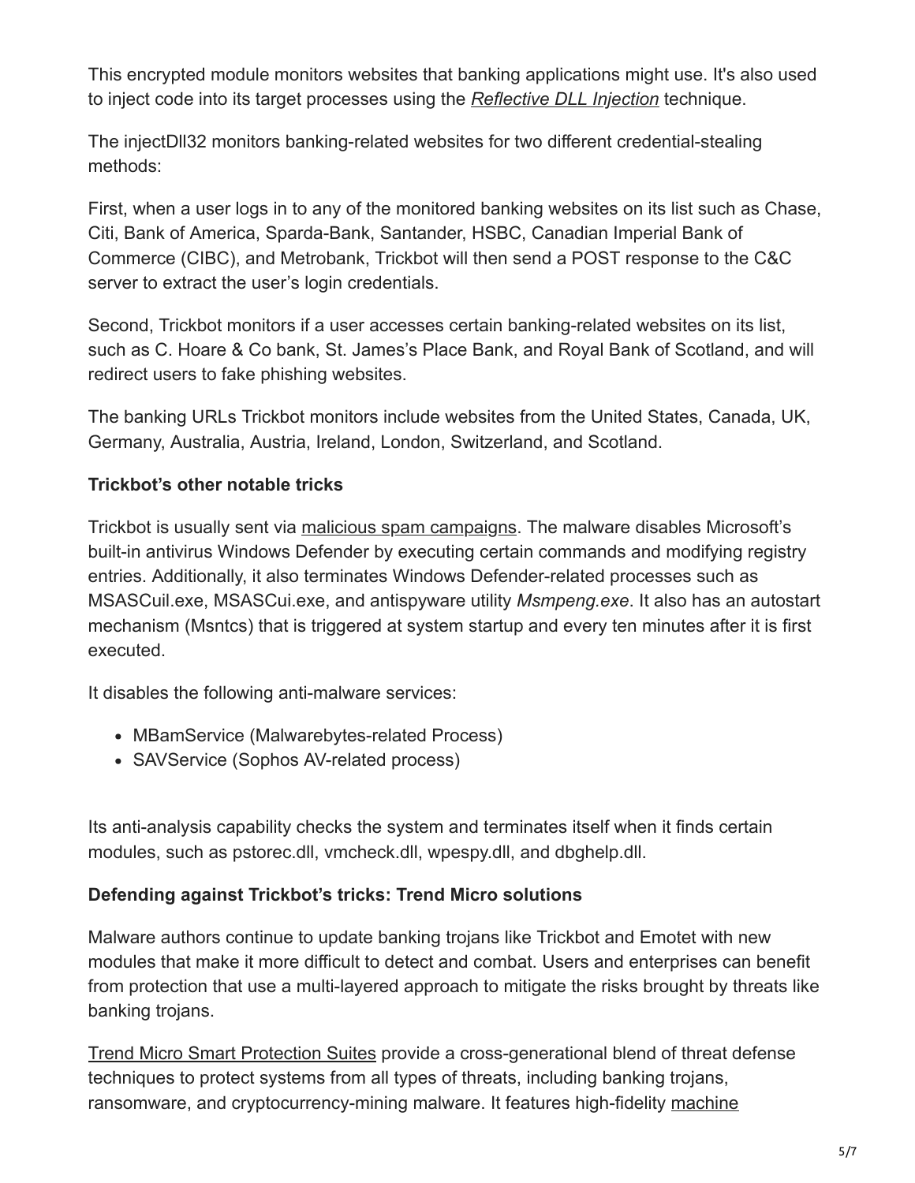This encrypted module monitors websites that banking applications might use. It's also used to inject code into its target processes using the *Reflective DLL Injection* technique.

The injectDll32 monitors banking-related websites for two different credential-stealing methods:

First, when a user logs in to any of the monitored banking websites on its list such as Chase, Citi, Bank of America, Sparda-Bank, Santander, HSBC, Canadian Imperial Bank of Commerce (CIBC), and Metrobank, Trickbot will then send a POST response to the C&C server to extract the user's login credentials.

Second, Trickbot monitors if a user accesses certain banking-related websites on its list, such as C. Hoare & Co bank, St. James's Place Bank, and Royal Bank of Scotland, and will redirect users to fake phishing websites.

The banking URLs Trickbot monitors include websites from the United States, Canada, UK, Germany, Australia, Austria, Ireland, London, Switzerland, and Scotland.

**Trickbot's other notable tricks**

Trickbot is usually sent via malicious spam campaigns. The malware disables Microsoft's built-in antivirus Windows Defender by executing certain commands and modifying registry entries. Additionally, it also terminates Windows Defender-related processes such as MSASCuil.exe, MSASCui.exe, and antispyware utility *Msmpeng.exe*. It also has an autostart mechanism (Msntcs) that is triggered at system startup and every ten minutes after it is first executed.

It disables the following anti-malware services:

- MBamService (Malwarebytes-related Process)
- SAVService (Sophos AV-related process)

Its anti-analysis capability checks the system and terminates itself when it finds certain modules, such as pstorec.dll, vmcheck.dll, wpespy.dll, and dbghelp.dll.

**Defending against Trickbot's tricks: Trend Micro solutions**

Malware authors continue to update banking trojans like Trickbot and Emotet with new modules that make it more difficult to detect and combat. Users and enterprises can benefit from protection that use a multi-layered approach to mitigate the risks brought by threats like banking trojans.

Trend Micro Smart Protection Suites provide a cross-generational blend of threat defense techniques to protect systems from all types of threats, including banking trojans, ransomware, and cryptocurrency-mining malware. It features high-fidelity machine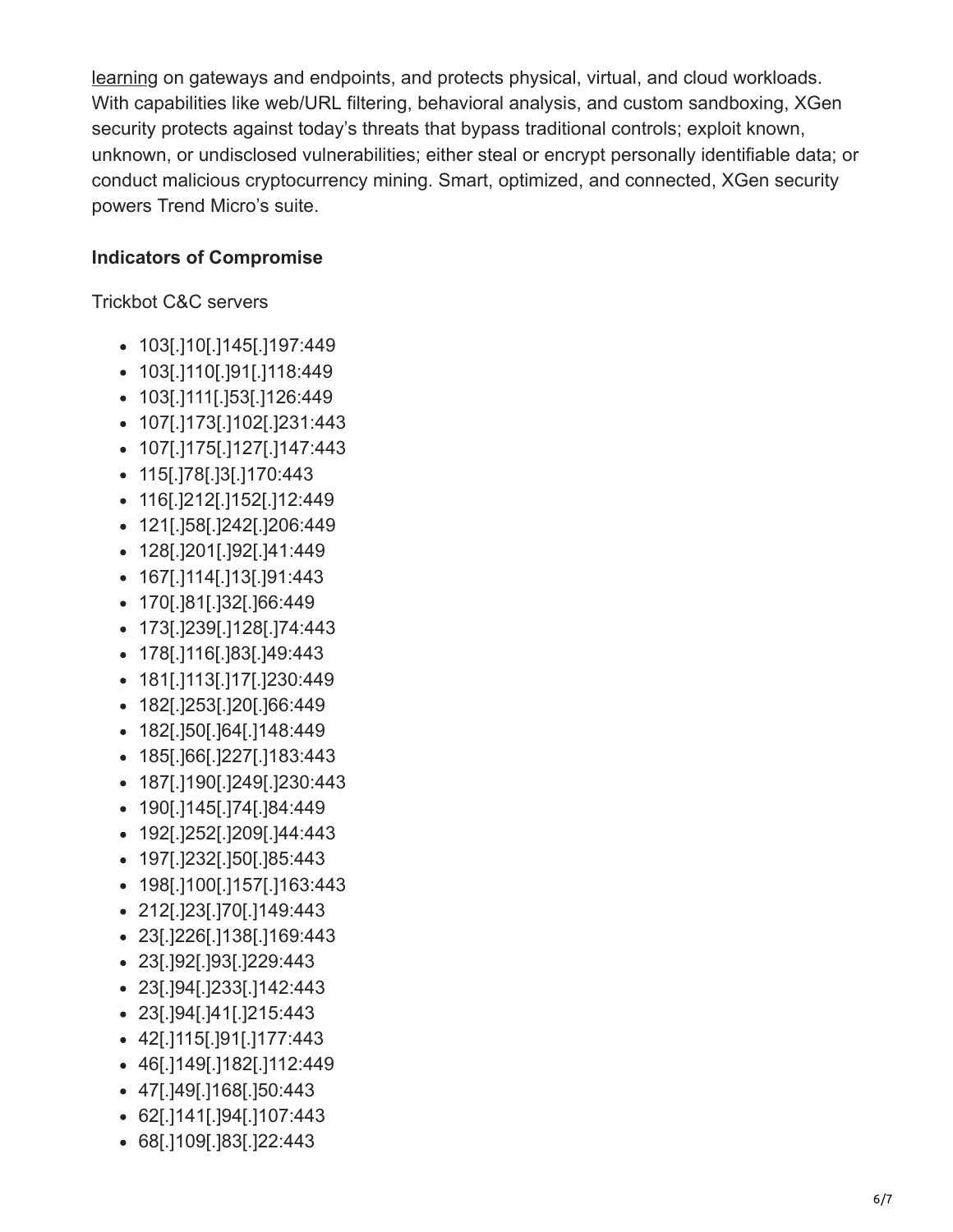learning on gateways and endpoints, and protects physical, virtual, and cloud workloads. With capabilities like web/URL filtering, behavioral analysis, and custom sandboxing, XGen security protects against today's threats that bypass traditional controls; exploit known, unknown, or undisclosed vulnerabilities; either steal or encrypt personally identifiable data; or conduct malicious cryptocurrency mining. Smart, optimized, and connected, XGen security powers Trend Micro's suite.

**Indicators of Compromise**

Trickbot C&C servers

- 103[.]10[.]145[.]197:449
- 103[.]110[.]91[.]118:449
- 103[.]111[.]53[.]126:449
- 107[.]173[.]102[.]231:443
- 107[.]175[.]127[.]147:443
- 115[.]78[.]3[.]170:443
- 116[.]212[.]152[.]12:449
- 121[.]58[.]242[.]206:449
- 128[.]201[.]92[.]41:449
- 167[.]114[.]13[.]91:443
- 170[.]81[.]32[.]66:449
- 173[.]239[.]128[.]74:443
- 178[.]116[.]83[.]49:443
- 181[.]113[.]17[.]230:449
- 182[.]253[.]20[.]66:449
- 182[.]50[.]64[.]148:449
- 185[.]66[.]227[.]183:443
- 187[.]190[.]249[.]230:443
- 190[.]145[.]74[.]84:449
- 192[.]252[.]209[.]44:443
- 197[.]232[.]50[.]85:443
- 198[.]100[.]157[.]163:443
- 212[.]23[.]70[.]149:443
- 23[.]226[.]138[.]169:443
- 23[.]92[.]93[.]229:443
- 23[.]94[.]233[.]142:443
- 23[.]94[.]41[.]215:443
- 42[.]115[.]91[.]177:443
- 46[.]149[.]182[.]112:449
- 47[.]49[.]168[.]50:443
- 62[.]141[.]94[.]107:443
- 68[.]109[.]83[.]22:443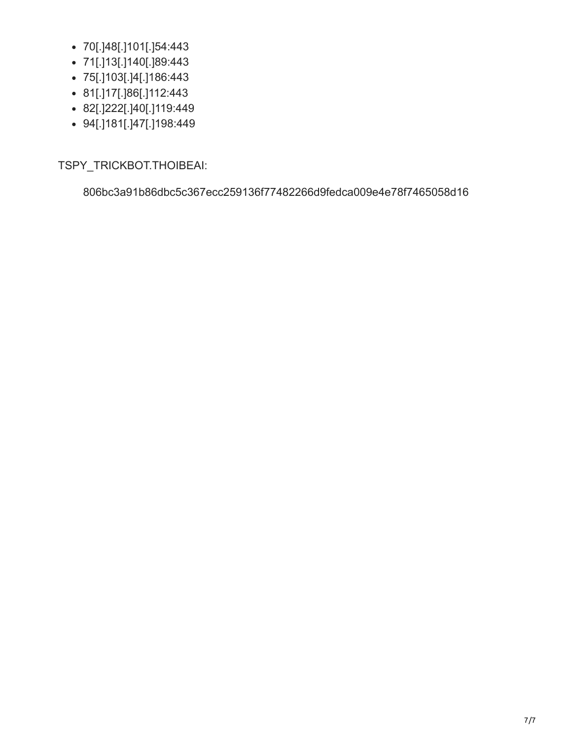- 70[.]48[.]101[.]54:443
- 71[.]13[.]140[.]89:443
- 75[.]103[.]4[.]186:443
- 81[.]17[.]86[.]112:443
- 82[.]222[.]40[.]119:449
- 94[.]181[.]47[.]198:449

TSPY_TRICKBOT.THOIBEAI:

806bc3a91b86dbc5c367ecc259136f77482266d9fedca009e4e78f7465058d16